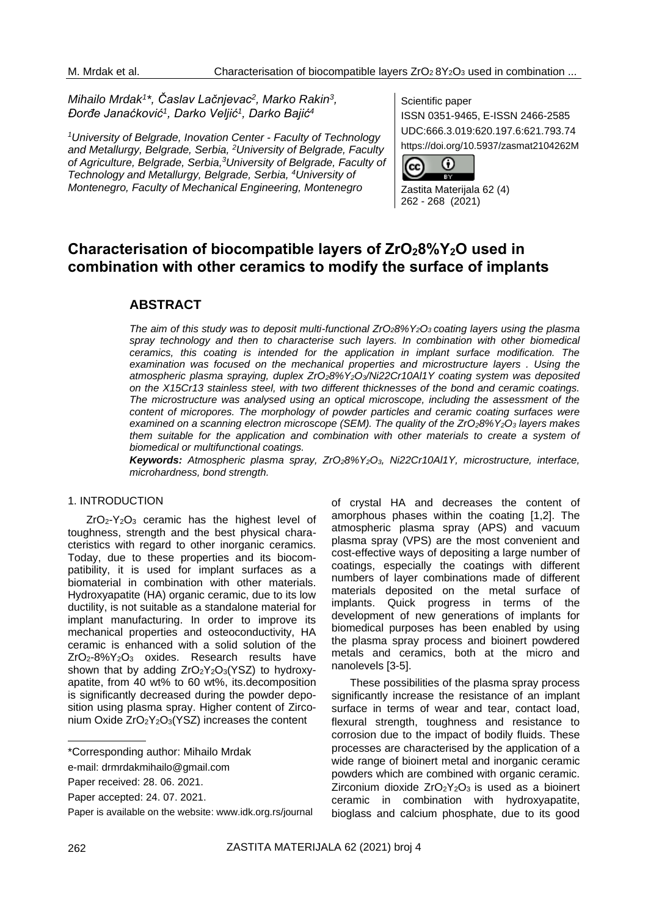*Mihailo Mrdak[1]\*, Časlav Lačnjevac[2], Marko Rakin[3], Đorđe Janaćković[1], Darko Veljić[1], Darko Bajić[4]*

*[1]University of Belgrade, Inovation Center - Faculty of Technology and Metallurgy, Belgrade, Serbia, [2]University of Belgrade, Faculty of Agriculture, Belgrade, Serbia, [3]University of Belgrade, Faculty of Technology and Metallurgy, Belgrade, Serbia, [4]University of Montenegro, Faculty of Mechanical Engineering, Montenegro*

Scientific paper
ISSN 0351-9465, E-ISSN 2466-2585
UDC:666.3.019:620.197.6:621.793.74
https://doi.org/10.5937/zasmat2104262M

Zastita Materijala 62 (4)
262 - 268 (2021)

# Characterisation of biocompatible layers of $ZrO_2 8\% Y_2O$ used in combination with other ceramics to modify the surface of implants

## ABSTRACT

*The aim of this study was to deposit multi-functional $ZrO_2 8\% Y_2O_3$ coating layers using the plasma spray technology and then to characterise such layers. In combination with other biomedical ceramics, this coating is intended for the application in implant surface modification. The examination was focused on the mechanical properties and microstructure layers . Using the atmospheric plasma spraying, duplex $ZrO_2 8\% Y_2O_3$/Ni22Cr10Al1Y coating system was deposited on the X15Cr13 stainless steel, with two different thicknesses of the bond and ceramic coatings. The microstructure was analysed using an optical microscope, including the assessment of the content of micropores. The morphology of powder particles and ceramic coating surfaces were examined on a scanning electron microscope (SEM). The quality of the $ZrO_2 8\% Y_2O_3$ layers makes them suitable for the application and combination with other materials to create a system of biomedical or multifunctional coatings.*

***Keywords:** Atmospheric plasma spray, $ZrO_2 8\% Y_2O_3$, Ni22Cr10Al1Y, microstructure, interface, microhardness, bond strength.*

## 1. INTRODUCTION

$ZrO_2$-$Y_2O_3$ ceramic has the highest level of toughness, strength and the best physical characteristics with regard to other inorganic ceramics. Today, due to these properties and its biocompatibility, it is used for implant surfaces as a biomaterial in combination with other materials. Hydroxyapatite (HA) organic ceramic, due to its low ductility, is not suitable as a standalone material for implant manufacturing. In order to improve its mechanical properties and osteoconductivity, HA ceramic is enhanced with a solid solution of the $ZrO_2$-$8\% Y_2O_3$ oxides. Research results have shown that by adding $ZrO_2Y_2O_3$(YSZ) to hydroxyapatite, from 40 wt% to 60 wt%, its.decomposition is significantly decreased during the powder deposition using plasma spray. Higher content of Zirconium Oxide $ZrO_2Y_2O_3$(YSZ) increases the content of crystal HA and decreases the content of amorphous phases within the coating [1,2]. The atmospheric plasma spray (APS) and vacuum plasma spray (VPS) are the most convenient and cost-effective ways of depositing a large number of coatings, especially the coatings with different numbers of layer combinations made of different materials deposited on the metal surface of implants. Quick progress in terms of the development of new generations of implants for biomedical purposes has been enabled by using the plasma spray process and bioinert powdered metals and ceramics, both at the micro and nanolevels [3-5].

These possibilities of the plasma spray process significantly increase the resistance of an implant surface in terms of wear and tear, contact load, flexural strength, toughness and resistance to corrosion due to the impact of bodily fluids. These processes are characterised by the application of a wide range of bioinert metal and inorganic ceramic powders which are combined with organic ceramic. Zirconium dioxide $ZrO_2Y_2O_3$ is used as a bioinert ceramic in combination with hydroxyapatite, bioglass and calcium phosphate, due to its good

\*Corresponding author: Mihailo Mrdak

e-mail: drmrdakmihailo@gmail.com

Paper received: 28. 06. 2021.

Paper accepted: 24. 07. 2021.

Paper is available on the website: www.idk.org.rs/journal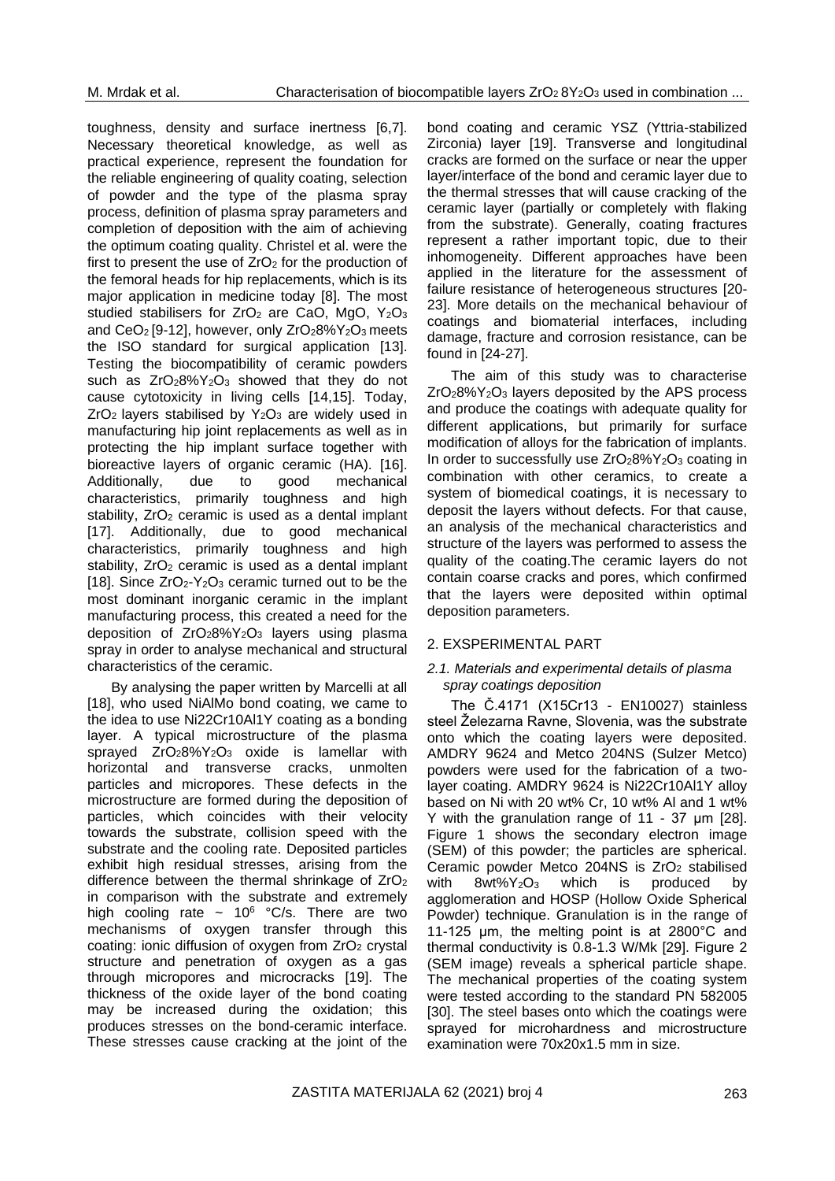toughness, density and surface inertness [6,7]. Necessary theoretical knowledge, as well as practical experience, represent the foundation for the reliable engineering of quality coating, selection of powder and the type of the plasma spray process, definition of plasma spray parameters and completion of deposition with the aim of achieving the optimum coating quality. Christel et al. were the first to present the use of $ZrO_2$ for the production of the femoral heads for hip replacements, which is its major application in medicine today [8]. The most studied stabilisers for $ZrO_2$ are CaO, MgO, $Y_2O_3$ and $CeO_2$ [9-12], however, only $ZrO_2 8\% Y_2O_3$ meets the ISO standard for surgical application [13]. Testing the biocompatibility of ceramic powders such as $ZrO_2 8\% Y_2O_3$ showed that they do not cause cytotoxicity in living cells [14,15]. Today, $ZrO_2$ layers stabilised by $Y_2O_3$ are widely used in manufacturing hip joint replacements as well as in protecting the hip implant surface together with bioreactive layers of organic ceramic (HA). [16]. Additionally, due to good mechanical characteristics, primarily toughness and high stability, $ZrO_2$ ceramic is used as a dental implant [17]. Additionally, due to good mechanical characteristics, primarily toughness and high stability, $ZrO_2$ ceramic is used as a dental implant [18]. Since $ZrO_2$-$Y_2O_3$ ceramic turned out to be the most dominant inorganic ceramic in the implant manufacturing process, this created a need for the deposition of $ZrO_2 8\% Y_2O_3$ layers using plasma spray in order to analyse mechanical and structural characteristics of the ceramic.

By analysing the paper written by Marcelli at all [18], who used NiAlMo bond coating, we came to the idea to use Ni22Cr10Al1Y coating as a bonding layer. A typical microstructure of the plasma sprayed $ZrO_2 8\% Y_2O_3$ oxide is lamellar with horizontal and transverse cracks, unmolten particles and micropores. These defects in the microstructure are formed during the deposition of particles, which coincides with their velocity towards the substrate, collision speed with the substrate and the cooling rate. Deposited particles exhibit high residual stresses, arising from the difference between the thermal shrinkage of $ZrO_2$ in comparison with the substrate and extremely high cooling rate ~ $10^6$ °C/s. There are two mechanisms of oxygen transfer through this coating: ionic diffusion of oxygen from $ZrO_2$ crystal structure and penetration of oxygen as a gas through micropores and microcracks [19]. The thickness of the oxide layer of the bond coating may be increased during the oxidation; this produces stresses on the bond-ceramic interface. These stresses cause cracking at the joint of the bond coating and ceramic YSZ (Yttria-stabilized Zirconia) layer [19]. Transverse and longitudinal cracks are formed on the surface or near the upper layer/interface of the bond and ceramic layer due to the thermal stresses that will cause cracking of the ceramic layer (partially or completely with flaking from the substrate). Generally, coating fractures represent a rather important topic, due to their inhomogeneity. Different approaches have been applied in the literature for the assessment of failure resistance of heterogeneous structures [20-23]. More details on the mechanical behaviour of coatings and biomaterial interfaces, including damage, fracture and corrosion resistance, can be found in [24-27].

The aim of this study was to characterise $ZrO_2 8\% Y_2O_3$ layers deposited by the APS process and produce the coatings with adequate quality for different applications, but primarily for surface modification of alloys for the fabrication of implants. In order to successfully use $ZrO_2 8\% Y_2O_3$ coating in combination with other ceramics, to create a system of biomedical coatings, it is necessary to deposit the layers without defects. For that cause, an analysis of the mechanical characteristics and structure of the layers was performed to assess the quality of the coating.The ceramic layers do not contain coarse cracks and pores, which confirmed that the layers were deposited within optimal deposition parameters.

## 2. EXSPERIMENTAL PART

### *2.1. Materials and experimental details of plasma spray coatings deposition*

The Č.4171 (X15Cr13 - EN10027) stainless steel Železarna Ravne, Slovenia, was the substrate onto which the coating layers were deposited. AMDRY 9624 and Metco 204NS (Sulzer Metco) powders were used for the fabrication of a two-layer coating. AMDRY 9624 is Ni22Cr10Al1Y alloy based on Ni with 20 wt% Cr, 10 wt% Al and 1 wt% Y with the granulation range of 11 - 37 μm [28]. Figure 1 shows the secondary electron image (SEM) of this powder; the particles are spherical. Ceramic powder Metco 204NS is $ZrO_2$ stabilised with $8wt\% Y_2O_3$ which is produced by agglomeration and HOSP (Hollow Oxide Spherical Powder) technique. Granulation is in the range of 11-125 μm, the melting point is at 2800°C and thermal conductivity is 0.8-1.3 W/Mk [29]. Figure 2 (SEM image) reveals a spherical particle shape. The mechanical properties of the coating system were tested according to the standard PN 582005 [30]. The steel bases onto which the coatings were sprayed for microhardness and microstructure examination were 70x20x1.5 mm in size.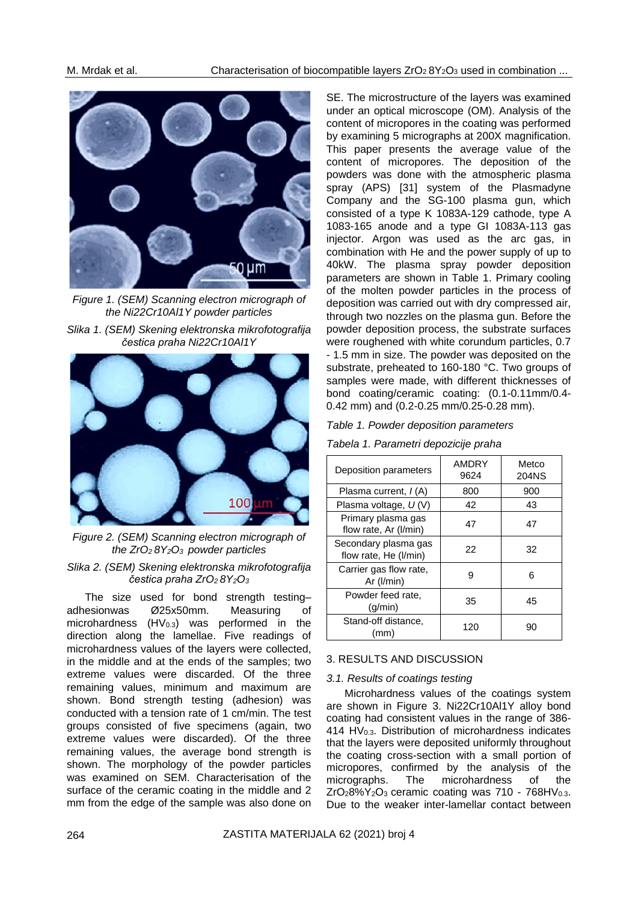*Figure 1. (SEM) Scanning electron micrograph of the Ni22Cr10Al1Y powder particles*

*Slika 1. (SEM) Skening elektronska mikrofotografija čestica praha Ni22Cr10Al1Y*

*Figure 2. (SEM) Scanning electron micrograph of the $ZrO_2\,8Y_2O_3$ powder particles*

*Slika 2. (SEM) Skening elektronska mikrofotografija čestica praha $ZrO_2\,8Y_2O_3$*

The size used for bond strength testing–adhesionwas Ø25x50mm. Measuring of microhardness ($HV_{0.3}$) was performed in the direction along the lamellae. Five readings of microhardness values of the layers were collected, in the middle and at the ends of the samples; two extreme values were discarded. Of the three remaining values, minimum and maximum are shown. Bond strength testing (adhesion) was conducted with a tension rate of 1 cm/min. The test groups consisted of five specimens (again, two extreme values were discarded). Of the three remaining values, the average bond strength is shown. The morphology of the powder particles was examined on SEM. Characterisation of the surface of the ceramic coating in the middle and 2 mm from the edge of the sample was also done on SE. The microstructure of the layers was examined under an optical microscope (OM). Analysis of the content of micropores in the coating was performed by examining 5 micrographs at 200X magnification. This paper presents the average value of the content of micropores. The deposition of the powders was done with the atmospheric plasma spray (APS) [31] system of the Plasmadyne Company and the SG-100 plasma gun, which consisted of a type K 1083A-129 cathode, type A 1083-165 anode and a type GI 1083A-113 gas injector. Argon was used as the arc gas, in combination with He and the power supply of up to 40kW. The plasma spray powder deposition parameters are shown in Table 1. Primary cooling of the molten powder particles in the process of deposition was carried out with dry compressed air, through two nozzles on the plasma gun. Before the powder deposition process, the substrate surfaces were roughened with white corundum particles, 0.7 - 1.5 mm in size. The powder was deposited on the substrate, preheated to 160-180 °C. Two groups of samples were made, with different thicknesses of bond coating/ceramic coating: (0.1-0.11mm/0.4-0.42 mm) and (0.2-0.25 mm/0.25-0.28 mm).

*Table 1. Powder deposition parameters*

*Tabela 1. Parametri depozicije praha*

| Deposition parameters | AMDRY 9624 | Metco 204NS |
|---|---|---|
| Plasma current, $I$ (A) | 800 | 900 |
| Plasma voltage, $U$ (V) | 42 | 43 |
| Primary plasma gas flow rate, Ar (l/min) | 47 | 47 |
| Secondary plasma gas flow rate, He (l/min) | 22 | 32 |
| Carrier gas flow rate, Ar (l/min) | 9 | 6 |
| Powder feed rate, (g/min) | 35 | 45 |
| Stand-off distance, (mm) | 120 | 90 |

## 3. RESULTS AND DISCUSSION

### *3.1. Results of coatings testing*

Microhardness values of the coatings system are shown in Figure 3. Ni22Cr10Al1Y alloy bond coating had consistent values in the range of 386-414 $HV_{0.3}$. Distribution of microhardness indicates that the layers were deposited uniformly throughout the coating cross-section with a small portion of micropores, confirmed by the analysis of the micrographs. The microhardness of the $ZrO_2 8\% Y_2O_3$ ceramic coating was 710 - 768$HV_{0.3}$. Due to the weaker inter-lamellar contact between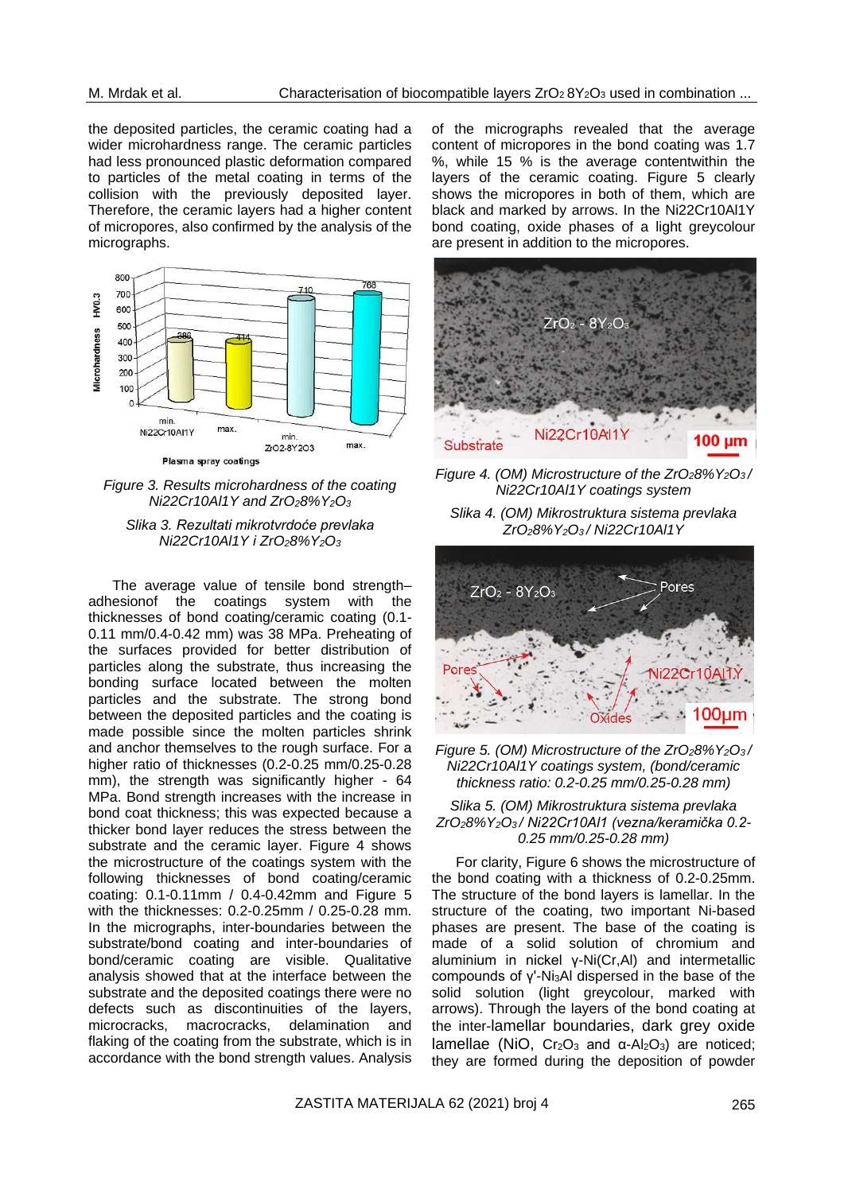the deposited particles, the ceramic coating had a wider microhardness range. The ceramic particles had less pronounced plastic deformation compared to particles of the metal coating in terms of the collision with the previously deposited layer. Therefore, the ceramic layers had a higher content of micropores, also confirmed by the analysis of the micrographs.

*Figure 3. Results microhardness of the coating Ni22Cr10Al1Y and $ZrO_2 8\% Y_2O_3$*

*Slika 3. Rezultati mikrotvrdoće prevlaka Ni22Cr10Al1Y i $ZrO_2 8\% Y_2O_3$*

The average value of tensile bond strength–adhesionof the coatings system with the thicknesses of bond coating/ceramic coating (0.1-0.11 mm/0.4-0.42 mm) was 38 MPa. Preheating of the surfaces provided for better distribution of particles along the substrate, thus increasing the bonding surface located between the molten particles and the substrate. The strong bond between the deposited particles and the coating is made possible since the molten particles shrink and anchor themselves to the rough surface. For a higher ratio of thicknesses (0.2-0.25 mm/0.25-0.28 mm), the strength was significantly higher - 64 MPa. Bond strength increases with the increase in bond coat thickness; this was expected because a thicker bond layer reduces the stress between the substrate and the ceramic layer. Figure 4 shows the microstructure of the coatings system with the following thicknesses of bond coating/ceramic coating: 0.1-0.11mm / 0.4-0.42mm and Figure 5 with the thicknesses: 0.2-0.25mm / 0.25-0.28 mm. In the micrographs, inter-boundaries between the substrate/bond coating and inter-boundaries of bond/ceramic coating are visible. Qualitative analysis showed that at the interface between the substrate and the deposited coatings there were no defects such as discontinuities of the layers, microcracks, macrocracks, delamination and flaking of the coating from the substrate, which is in accordance with the bond strength values. Analysis of the micrographs revealed that the average content of micropores in the bond coating was 1.7 %, while 15 % is the average contentwithin the layers of the ceramic coating. Figure 5 clearly shows the micropores in both of them, which are black and marked by arrows. In the Ni22Cr10Al1Y bond coating, oxide phases of a light greycolour are present in addition to the micropores.

*Figure 4. (OM) Microstructure of the $ZrO_2 8\% Y_2O_3$ / Ni22Cr10Al1Y coatings system*

*Slika 4. (OM) Mikrostruktura sistema prevlaka $ZrO_2 8\% Y_2O_3$ / Ni22Cr10Al1Y*

*Figure 5. (OM) Microstructure of the $ZrO_2 8\% Y_2O_3$ / Ni22Cr10Al1Y coatings system, (bond/ceramic thickness ratio: 0.2-0.25 mm/0.25-0.28 mm)*

*Slika 5. (OM) Mikrostruktura sistema prevlaka $ZrO_2 8\% Y_2O_3$ / Ni22Cr10Al1 (vezna/keramička 0.2-0.25 mm/0.25-0.28 mm)*

For clarity, Figure 6 shows the microstructure of the bond coating with a thickness of 0.2-0.25mm. The structure of the bond layers is lamellar. In the structure of the coating, two important Ni-based phases are present. The base of the coating is made of a solid solution of chromium and aluminium in nickel γ-Ni(Cr,Al) and intermetallic compounds of $\gamma'$-$Ni_3Al$ dispersed in the base of the solid solution (light greycolour, marked with arrows). Through the layers of the bond coating at the inter-lamellar boundaries, dark grey oxide lamellae (NiO, $Cr_2O_3$ and $\alpha$-$Al_2O_3$) are noticed; they are formed during the deposition of powder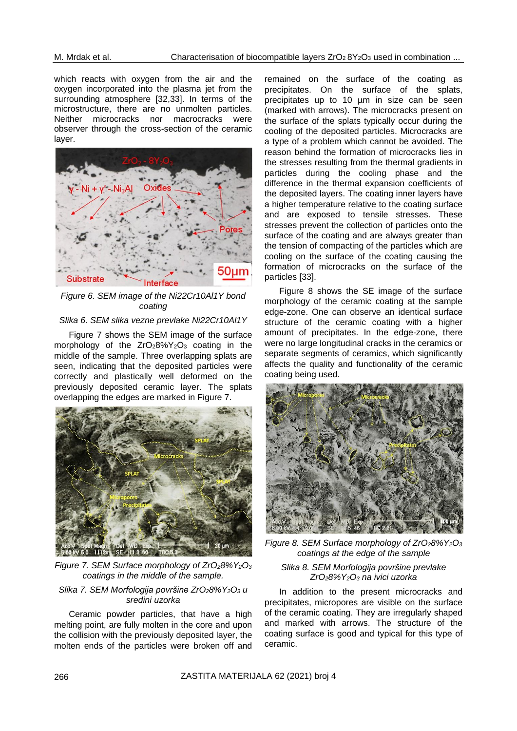which reacts with oxygen from the air and the oxygen incorporated into the plasma jet from the surrounding atmosphere [32,33]. In terms of the microstructure, there are no unmolten particles. Neither microcracks nor macrocracks were observer through the cross-section of the ceramic layer.

*Figure 6. SEM image of the Ni22Cr10Al1Y bond coating*

*Slika 6. SEM slika vezne prevlake Ni22Cr10Al1Y*

Figure 7 shows the SEM image of the surface morphology of the $ZrO_2 8\% Y_2O_3$ coating in the middle of the sample. Three overlapping splats are seen, indicating that the deposited particles were correctly and plastically well deformed on the previously deposited ceramic layer. The splats overlapping the edges are marked in Figure 7.

*Figure 7. SEM Surface morphology of $ZrO_2 8\% Y_2O_3$ coatings in the middle of the sample.*

*Slika 7. SEM Morfologija površine $ZrO_2 8\% Y_2O_3$ u sredini uzorka*

Ceramic powder particles, that have a high melting point, are fully molten in the core and upon the collision with the previously deposited layer, the molten ends of the particles were broken off and remained on the surface of the coating as precipitates. On the surface of the splats, precipitates up to 10 μm in size can be seen (marked with arrows). The microcracks present on the surface of the splats typically occur during the cooling of the deposited particles. Microcracks are a type of a problem which cannot be avoided. The reason behind the formation of microcracks lies in the stresses resulting from the thermal gradients in particles during the cooling phase and the difference in the thermal expansion coefficients of the deposited layers. The coating inner layers have a higher temperature relative to the coating surface and are exposed to tensile stresses. These stresses prevent the collection of particles onto the surface of the coating and are always greater than the tension of compacting of the particles which are cooling on the surface of the coating causing the formation of microcracks on the surface of the particles [33].

Figure 8 shows the SE image of the surface morphology of the ceramic coating at the sample edge-zone. One can observe an identical surface structure of the ceramic coating with a higher amount of precipitates. In the edge-zone, there were no large longitudinal cracks in the ceramics or separate segments of ceramics, which significantly affects the quality and functionality of the ceramic coating being used.

*Figure 8. SEM Surface morphology of $ZrO_2 8\% Y_2O_3$ coatings at the edge of the sample*

*Slika 8. SEM Morfologija površine prevlake $ZrO_2 8\% Y_2O_3$ na ivici uzorka*

In addition to the present microcracks and precipitates, micropores are visible on the surface of the ceramic coating. They are irregularly shaped and marked with arrows. The structure of the coating surface is good and typical for this type of ceramic.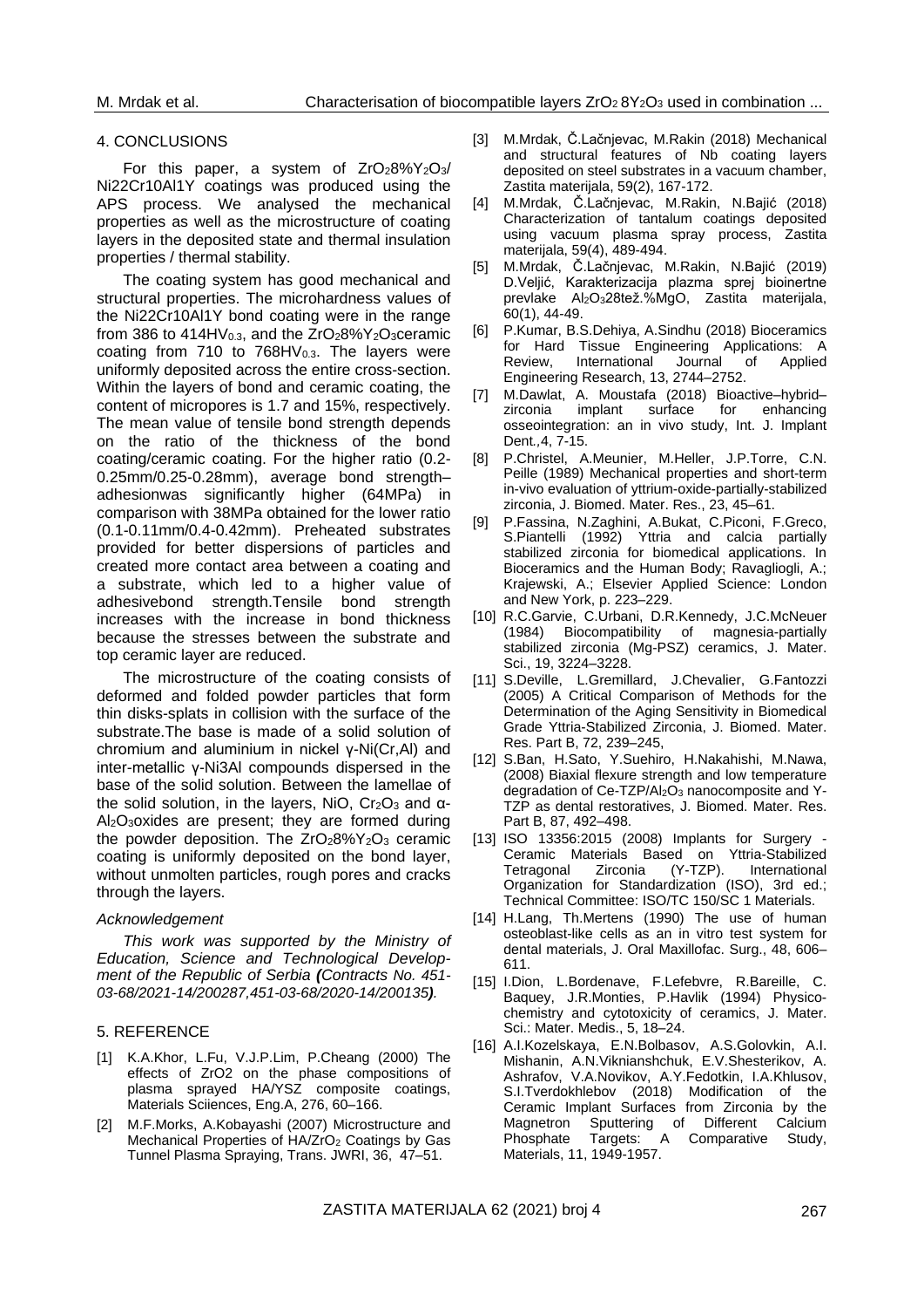## 4. CONCLUSIONS

For this paper, a system of $ZrO_2 8\%Y_2O_3$/ Ni22Cr10Al1Y coatings was produced using the APS process. We analysed the mechanical properties as well as the microstructure of coating layers in the deposited state and thermal insulation properties / thermal stability.

The coating system has good mechanical and structural properties. The microhardness values of the Ni22Cr10Al1Y bond coating were in the range from 386 to 414$HV_{0.3}$, and the $ZrO_2 8\%Y_2O_3$ceramic coating from 710 to 768$HV_{0.3}$. The layers were uniformly deposited across the entire cross-section. Within the layers of bond and ceramic coating, the content of micropores is 1.7 and 15%, respectively. The mean value of tensile bond strength depends on the ratio of the thickness of the bond coating/ceramic coating. For the higher ratio (0.2-0.25mm/0.25-0.28mm), average bond strength–adhesionwas significantly higher (64MPa) in comparison with 38MPa obtained for the lower ratio (0.1-0.11mm/0.4-0.42mm). Preheated substrates provided for better dispersions of particles and created more contact area between a coating and a substrate, which led to a higher value of adhesivebond strength.Tensile bond strength increases with the increase in bond thickness because the stresses between the substrate and top ceramic layer are reduced.

The microstructure of the coating consists of deformed and folded powder particles that form thin disks-splats in collision with the surface of the substrate.The base is made of a solid solution of chromium and aluminium in nickel γ-Ni(Cr,Al) and inter-metallic γ-Ni3Al compounds dispersed in the base of the solid solution. Between the lamellae of the solid solution, in the layers, NiO, $Cr_2O_3$ and α-$Al_2O_3$oxides are present; they are formed during the powder deposition. The $ZrO_2 8\%Y_2O_3$ ceramic coating is uniformly deposited on the bond layer, without unmolten particles, rough pores and cracks through the layers.

### Acknowledgement

*This work was supported by the Ministry of Education, Science and Technological Development of the Republic of Serbia **(**Contracts No. 451-03-68/2021-14/200287,451-03-68/2020-14/200135**)**.*

## 5. REFERENCE

[1] K.A.Khor, L.Fu, V.J.P.Lim, P.Cheang (2000) The effects of ZrO2 on the phase compositions of plasma sprayed HA/YSZ composite coatings, Materials Sciiences, Eng.A, 276, 60–166.

[2] M.F.Morks, A.Kobayashi (2007) Microstructure and Mechanical Properties of HA/$ZrO_2$ Coatings by Gas Tunnel Plasma Spraying, Trans. JWRI, 36, 47–51.

[3] M.Mrdak, Č.Lačnjevac, M.Rakin (2018) Mechanical and structural features of Nb coating layers deposited on steel substrates in a vacuum chamber, Zastita materijala, 59(2), 167-172.

[4] M.Mrdak, Č.Lačnjevac, M.Rakin, N.Bajić (2018) Characterization of tantalum coatings deposited using vacuum plasma spray process, Zastita materijala, 59(4), 489-494.

[5] M.Mrdak, Č.Lačnjevac, M.Rakin, N.Bajić (2019) D.Veljić, Karakterizacija plazma sprej bioinertne prevlake $Al_2O_3$28tež.%MgO, Zastita materijala, 60(1), 44-49.

[6] P.Kumar, B.S.Dehiya, A.Sindhu (2018) Bioceramics for Hard Tissue Engineering Applications: A Review, International Journal of Applied Engineering Research, 13, 2744–2752.

[7] M.Dawlat, A. Moustafa (2018) Bioactive–hybrid–zirconia implant surface for enhancing osseointegration: an in vivo study, Int. J. Implant Dent.,4, 7-15.

[8] P.Christel, A.Meunier, M.Heller, J.P.Torre, C.N. Peille (1989) Mechanical properties and short-term in-vivo evaluation of yttrium-oxide-partially-stabilized zirconia, J. Biomed. Mater. Res., 23, 45–61.

[9] P.Fassina, N.Zaghini, A.Bukat, C.Piconi, F.Greco, S.Piantelli (1992) Yttria and calcia partially stabilized zirconia for biomedical applications. In Bioceramics and the Human Body; Ravagliogli, A.; Krajewski, A.; Elsevier Applied Science: London and New York, p. 223–229.

[10] R.C.Garvie, C.Urbani, D.R.Kennedy, J.C.McNeuer (1984) Biocompatibility of magnesia-partially stabilized zirconia (Mg-PSZ) ceramics, J. Mater. Sci., 19, 3224–3228.

[11] S.Deville, L.Gremillard, J.Chevalier, G.Fantozzi (2005) A Critical Comparison of Methods for the Determination of the Aging Sensitivity in Biomedical Grade Yttria-Stabilized Zirconia, J. Biomed. Mater. Res. Part B, 72, 239–245,

[12] S.Ban, H.Sato, Y.Suehiro, H.Nakahishi, M.Nawa, (2008) Biaxial flexure strength and low temperature degradation of Ce-TZP/$Al_2O_3$ nanocomposite and Y-TZP as dental restoratives, J. Biomed. Mater. Res. Part B, 87, 492–498.

[13] ISO 13356:2015 (2008) Implants for Surgery - Ceramic Materials Based on Yttria-Stabilized Tetragonal Zirconia (Y-TZP). International Organization for Standardization (ISO), 3rd ed.; Technical Committee: ISO/TC 150/SC 1 Materials.

[14] H.Lang, Th.Mertens (1990) The use of human osteoblast-like cells as an in vitro test system for dental materials, J. Oral Maxillofac. Surg., 48, 606–611.

[15] I.Dion, L.Bordenave, F.Lefebvre, R.Bareille, C. Baquey, J.R.Monties, P.Havlik (1994) Physico-chemistry and cytotoxicity of ceramics, J. Mater. Sci.: Mater. Medis., 5, 18–24.

[16] A.I.Kozelskaya, E.N.Bolbasov, A.S.Golovkin, A.I. Mishanin, A.N.Viknianshchuk, E.V.Shesterikov, A. Ashrafov, V.A.Novikov, A.Y.Fedotkin, I.A.Khlusov, S.I.Tverdokhlebov (2018) Modification of the Ceramic Implant Surfaces from Zirconia by the Magnetron Sputtering of Different Calcium Phosphate Targets: A Comparative Study, Materials, 11, 1949-1957.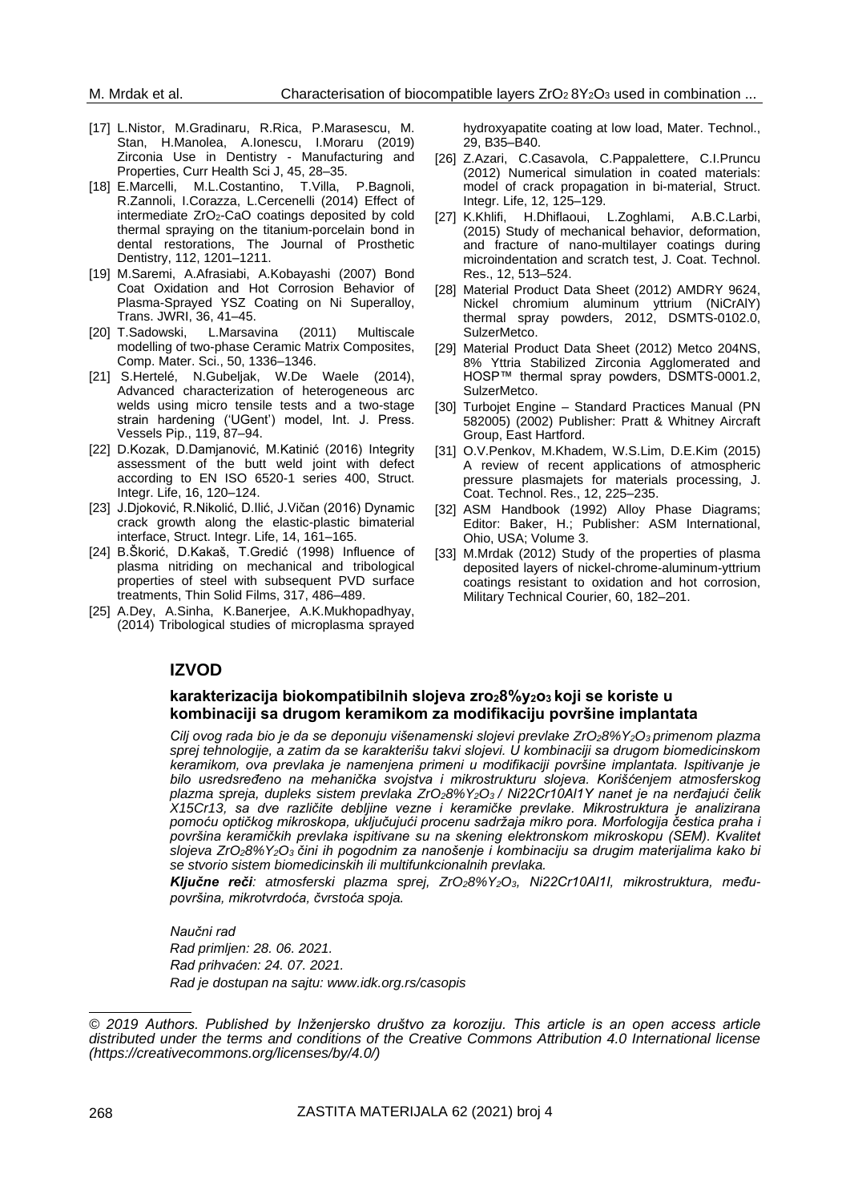[17] L.Nistor, M.Gradinaru, R.Rica, P.Marasescu, M. Stan, H.Manolea, A.Ionescu, I.Moraru (2019) Zirconia Use in Dentistry - Manufacturing and Properties, Curr Health Sci J, 45, 28–35.

[18] E.Marcelli, M.L.Costantino, T.Villa, P.Bagnoli, R.Zannoli, I.Corazza, L.Cercenelli (2014) Effect of intermediate $ZrO_2$-CaO coatings deposited by cold thermal spraying on the titanium-porcelain bond in dental restorations, The Journal of Prosthetic Dentistry, 112, 1201–1211.

[19] M.Saremi, A.Afrasiabi, A.Kobayashi (2007) Bond Coat Oxidation and Hot Corrosion Behavior of Plasma-Sprayed YSZ Coating on Ni Superalloy, Trans. JWRI, 36, 41–45.

[20] T.Sadowski, L.Marsavina (2011) Multiscale modelling of two-phase Ceramic Matrix Composites, Comp. Mater. Sci., 50, 1336–1346.

[21] S.Hertelé, N.Gubeljak, W.De Waele (2014), Advanced characterization of heterogeneous arc welds using micro tensile tests and a two-stage strain hardening ('UGent') model, Int. J. Press. Vessels Pip., 119, 87–94.

[22] D.Kozak, D.Damjanović, M.Katinić (2016) Integrity assessment of the butt weld joint with defect according to EN ISO 6520-1 series 400, Struct. Integr. Life, 16, 120–124.

[23] J.Djoković, R.Nikolić, D.Ilić, J.Vičan (2016) Dynamic crack growth along the elastic-plastic bimaterial interface, Struct. Integr. Life, 14, 161–165.

[24] B.Škorić, D.Kakaš, T.Gredić (1998) Influence of plasma nitriding on mechanical and tribological properties of steel with subsequent PVD surface treatments, Thin Solid Films, 317, 486–489.

[25] A.Dey, A.Sinha, K.Banerjee, A.K.Mukhopadhyay, (2014) Tribological studies of microplasma sprayed hydroxyapatite coating at low load, Mater. Technol., 29, B35–B40.

[26] Z.Azari, C.Casavola, C.Pappalettere, C.I.Pruncu (2012) Numerical simulation in coated materials: model of crack propagation in bi-material, Struct. Integr. Life, 12, 125–129.

[27] K.Khlifi, H.Dhiflaoui, L.Zoghlami, A.B.C.Larbi, (2015) Study of mechanical behavior, deformation, and fracture of nano-multilayer coatings during microindentation and scratch test, J. Coat. Technol. Res., 12, 513–524.

[28] Material Product Data Sheet (2012) AMDRY 9624, Nickel chromium aluminum yttrium (NiCrAlY) thermal spray powders, 2012, DSMTS-0102.0, SulzerMetco.

[29] Material Product Data Sheet (2012) Metco 204NS, 8% Yttria Stabilized Zirconia Agglomerated and HOSP™ thermal spray powders, DSMTS-0001.2, SulzerMetco.

[30] Turbojet Engine – Standard Practices Manual (PN 582005) (2002) Publisher: Pratt & Whitney Aircraft Group, East Hartford.

[31] O.V.Penkov, M.Khadem, W.S.Lim, D.E.Kim (2015) A review of recent applications of atmospheric pressure plasmajets for materials processing, J. Coat. Technol. Res., 12, 225–235.

[32] ASM Handbook (1992) Alloy Phase Diagrams; Editor: Baker, H.; Publisher: ASM International, Ohio, USA; Volume 3.

[33] M.Mrdak (2012) Study of the properties of plasma deposited layers of nickel-chrome-aluminum-yttrium coatings resistant to oxidation and hot corrosion, Military Technical Courier, 60, 182–201.

## IZVOD

### karakterizacija biokompatibilnih slojeva zro₂8%y₂o₃ koji se koriste u kombinaciji sa drugom keramikom za modifikaciju površine implantata

*Cilj ovog rada bio je da se deponuju višenamenski slojevi prevlake $ZrO_2 8\% Y_2O_3$ primenom plazma sprej tehnologije, a zatim da se karakterišu takvi slojevi. U kombinaciji sa drugom biomedicinskom keramikom, ova prevlaka je namenjena primeni u modifikaciji površine implantata. Ispitivanje je bilo usredsređeno na mehanička svojstva i mikrostrukturu slojeva. Korišćenjem atmosferskog plazma spreja, dupleks sistem prevlaka $ZrO_2 8\% Y_2O_3$ / Ni22Cr10Al1Y nanet je na nerđajući čelik X15Cr13, sa dve različite debljine vezne i keramičke prevlake. Mikrostruktura je analizirana pomoću optičkog mikroskopa, uključujući procenu sadržaja mikro pora. Morfologija čestica praha i površina keramičkih prevlaka ispitivane su na skening elektronskom mikroskopu (SEM). Kvalitet slojeva $ZrO_2 8\% Y_2O_3$ čini ih pogodnim za nanošenje i kombinaciju sa drugim materijalima kako bi se stvorio sistem biomedicinskih ili multifunkcionalnih prevlaka.*

***Ključne reči**: atmosferski plazma sprej, $ZrO_2 8\% Y_2O_3$, Ni22Cr10Al1I, mikrostruktura, međupovršina, mikrotvrdoća, čvrstoća spoja.*

*Naučni rad*
*Rad primljen: 28. 06. 2021.*
*Rad prihvaćen: 24. 07. 2021.*
*Rad je dostupan na sajtu: www.idk.org.rs/casopis*

*© 2019 Authors. Published by Inženjersko društvo za koroziju. This article is an open access article distributed under the terms and conditions of the Creative Commons Attribution 4.0 International license (https://creativecommons.org/licenses/by/4.0/)*